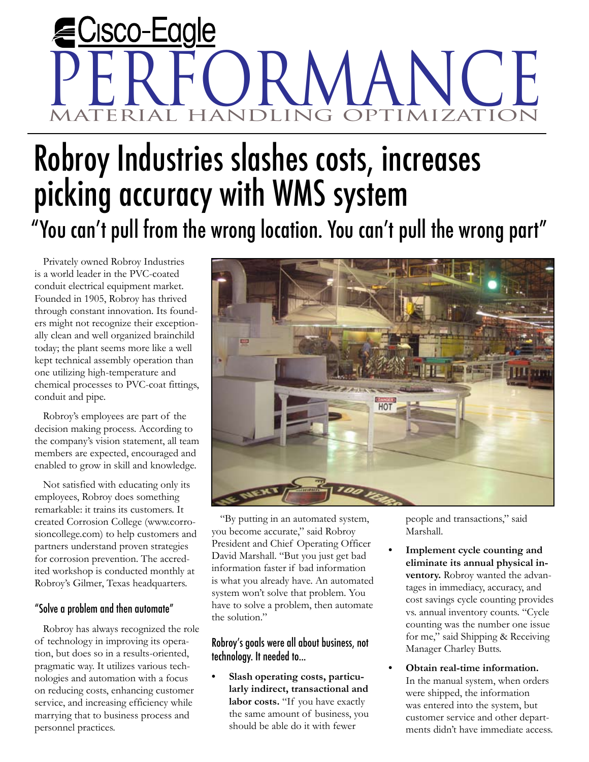# Cisco-Eagle PERFORMANCE

MATERIAL HANDLING OPTIMIZATION

# Robroy Industries slashes costs, increases picking accuracy with WMS system

## "You can't pull from the wrong location. You can't pull the wrong part"

Privately owned Robroy Industries is a world leader in the PVC-coated conduit electrical equipment market. Founded in 1905, Robroy has thrived through constant innovation. Its founders might not recognize their exceptionally clean and well organized brainchild today; the plant seems more like a well kept technical assembly operation than one utilizing high-temperature and chemical processes to PVC-coat fittings, conduit and pipe.

Robroy's employees are part of the decision making process. According to the company's vision statement, all team members are expected, encouraged and enabled to grow in skill and knowledge.

Not satisfied with educating only its employees, Robroy does something remarkable: it trains its customers. It created Corrosion College (www.corrosioncollege.com) to help customers and partners understand proven strategies for corrosion prevention. The accredited workshop is conducted monthly at Robroy's Gilmer, Texas headquarters.

### "Solve a problem and then automate"

Robroy has always recognized the role of technology in improving its operation, but does so in a results-oriented, pragmatic way. It utilizes various technologies and automation with a focus on reducing costs, enhancing customer service, and increasing efficiency while marrying that to business process and personnel practices.

"By putting in an automated system, you become accurate," said Robroy President and Chief Operating Officer David Marshall. "But you just get bad information faster if bad information is what you already have. An automated system won't solve that problem. You have to solve a problem, then automate the solution."

### Robroy's goals were all about business, not technology. It needed to...

- **Slash operating costs, particularly indirect, transactional and labor costs.** "If you have exactly the same amount of business, you should be able do it with fewer people and transactions," said Marshall.
- **Implement cycle counting and eliminate its annual physical inventory.** Robroy wanted the advantages in immediacy, accuracy, and cost savings cycle counting provides vs. annual inventory counts. "Cycle counting was the number one issue for me," said Shipping & Receiving Manager Charley Butts.
- **Obtain real-time information.** In the manual system, when orders were shipped, the information was entered into the system, but customer service and other departments didn't have immediate access.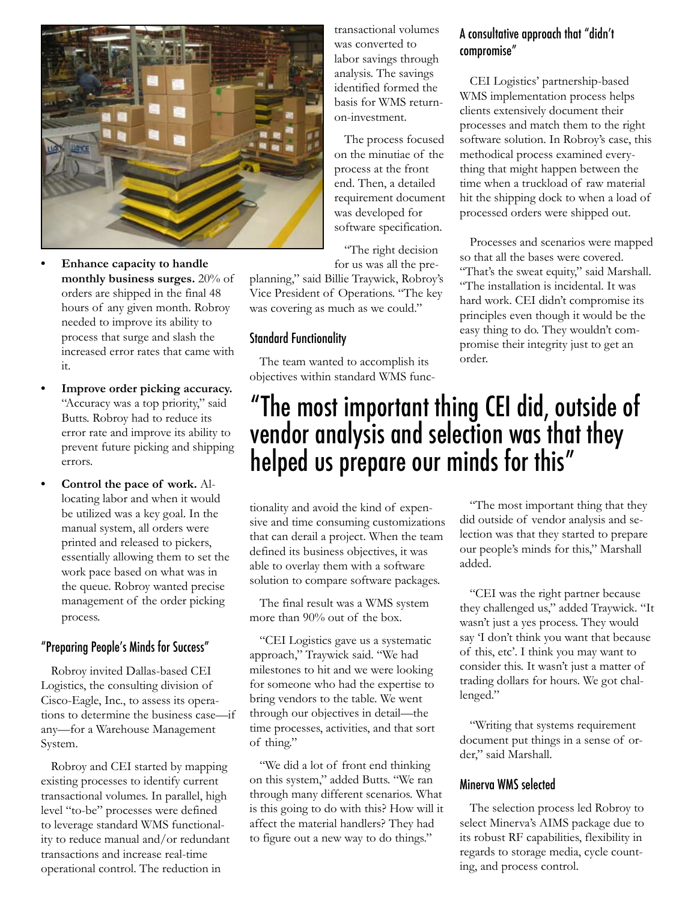- **Enhance capacity to handle monthly business surges.** 20% of orders are shipped in the final 48 hours of any given month. Robroy needed to improve its ability to process that surge and slash the increased error rates that came with it.
- **Improve order picking accuracy.** "Accuracy was a top priority," said Butts. Robroy had to reduce its error rate and improve its ability to prevent future picking and shipping errors.
- **Control the pace of work.** Allocating labor and when it would be utilized was a key goal. In the manual system, all orders were printed and released to pickers, essentially allowing them to set the work pace based on what was in the queue. Robroy wanted precise management of the order picking process.

## "Preparing People's Minds for Success"

Robroy invited Dallas-based CEI Logistics, the consulting division of Cisco-Eagle, Inc., to assess its operations to determine the business case—if any—for a Warehouse Management System.

Robroy and CEI started by mapping existing processes to identify current transactional volumes. In parallel, high level "to-be" processes were defined to leverage standard WMS functionality to reduce manual and/or redundant transactions and increase real-time operational control. The reduction in transactional volumes was converted to labor savings through analysis. The savings identified formed the basis for WMS return-on-investment.

The process focused on the minutiae of the process at the front end. Then, a detailed requirement document was developed for software specification.

"The right decision for us was all the pre-planning," said Billie Traywick, Robroy's Vice President of Operations. "The key was covering as much as we could."

## Standard Functionality

The team wanted to accomplish its objectives within standard WMS functionality and avoid the kind of expensive and time consuming customizations that can derail a project. When the team defined its business objectives, it was able to overlay them with a software solution to compare software packages.

The final result was a WMS system more than 90% out of the box.

"CEI Logistics gave us a systematic approach," Traywick said. "We had milestones to hit and we were looking for someone who had the expertise to bring vendors to the table. We went through our objectives in detail—the time processes, activities, and that sort of thing."

"We did a lot of front end thinking on this system," added Butts. "We ran through many different scenarios. What is this going to do with this? How will it affect the material handlers? They had to figure out a new way to do things."

## A consultative approach that "didn't compromise"

CEI Logistics' partnership-based WMS implementation process helps clients extensively document their processes and match them to the right software solution. In Robroy's case, this methodical process examined everything that might happen between the time when a truckload of raw material hit the shipping dock to when a load of processed orders were shipped out.

Processes and scenarios were mapped so that all the bases were covered. "That's the sweat equity," said Marshall. "The installation is incidental. It was hard work. CEI didn't compromise its principles even though it would be the easy thing to do. They wouldn't compromise their integrity just to get an order.

> "The most important thing CEI did, outside of vendor analysis and selection was that they helped us prepare our minds for this"

"The most important thing that they did outside of vendor analysis and selection was that they started to prepare our people's minds for this," Marshall added.

"CEI was the right partner because they challenged us," added Traywick. "It wasn't just a yes process. They would say 'I don't think you want that because of this, etc'. I think you may want to consider this. It wasn't just a matter of trading dollars for hours. We got challenged."

"Writing that systems requirement document put things in a sense of order," said Marshall.

## Minerva WMS selected

The selection process led Robroy to select Minerva's AIMS package due to its robust RF capabilities, flexibility in regards to storage media, cycle counting, and process control.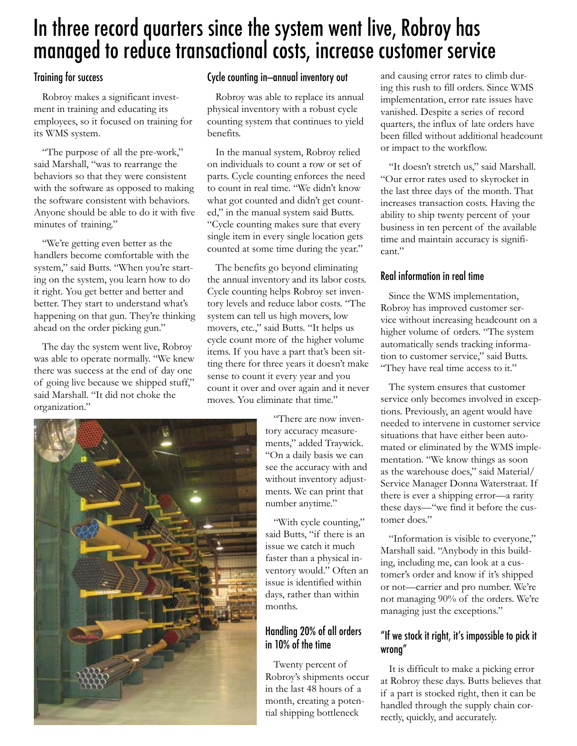# In three record quarters since the system went live, Robroy has managed to reduce transactional costs, increase customer service

## Training for success

Robroy makes a significant investment in training and educating its employees, so it focused on training for its WMS system.

"The purpose of all the pre-work," said Marshall, "was to rearrange the behaviors so that they were consistent with the software as opposed to making the software consistent with behaviors. Anyone should be able to do it with five minutes of training."

"We're getting even better as the handlers become comfortable with the system," said Butts. "When you're starting on the system, you learn how to do it right. You get better and better and better. They start to understand what's happening on that gun. They're thinking ahead on the order picking gun."

The day the system went live, Robroy was able to operate normally. "We knew there was success at the end of day one of going live because we shipped stuff," said Marshall. "It did not choke the organization."

## Cycle counting in–annual inventory out

Robroy was able to replace its annual physical inventory with a robust cycle counting system that continues to yield benefits.

In the manual system, Robroy relied on individuals to count a row or set of parts. Cycle counting enforces the need to count in real time. "We didn't know what got counted and didn't get counted," in the manual system said Butts. "Cycle counting makes sure that every single item in every single location gets counted at some time during the year."

The benefits go beyond eliminating the annual inventory and its labor costs. Cycle counting helps Robroy set inventory levels and reduce labor costs. "The system can tell us high movers, low movers, etc.," said Butts. "It helps us cycle count more of the higher volume items. If you have a part that's been sitting there for three years it doesn't make sense to count it every year and you count it over and over again and it never moves. You eliminate that time."

"There are now inventory accuracy measurements," added Traywick. "On a daily basis we can see the accuracy with and without inventory adjustments. We can print that number anytime."

"With cycle counting," said Butts, "if there is an issue we catch it much faster than a physical inventory would." Often an issue is identified within days, rather than within months.

## Handling 20% of all orders in 10% of the time

Twenty percent of Robroy's shipments occur in the last 48 hours of a month, creating a potential shipping bottleneck and causing error rates to climb during this rush to fill orders. Since WMS implementation, error rate issues have vanished. Despite a series of record quarters, the influx of late orders have been filled without additional headcount or impact to the workflow.

"It doesn't stretch us," said Marshall. "Our error rates used to skyrocket in the last three days of the month. That increases transaction costs. Having the ability to ship twenty percent of your business in ten percent of the available time and maintain accuracy is significant."

## Real information in real time

Since the WMS implementation, Robroy has improved customer service without increasing headcount on a higher volume of orders. "The system automatically sends tracking information to customer service," said Butts. "They have real time access to it."

The system ensures that customer service only becomes involved in exceptions. Previously, an agent would have needed to intervene in customer service situations that have either been automated or eliminated by the WMS implementation. "We know things as soon as the warehouse does," said Material/Service Manager Donna Waterstraat. If there is ever a shipping error—a rarity these days—"we find it before the customer does."

"Information is visible to everyone," Marshall said. "Anybody in this building, including me, can look at a customer's order and know if it's shipped or not—carrier and pro number. We're not managing 90% of the orders. We're managing just the exceptions."

## "If we stock it right, it's impossible to pick it wrong"

It is difficult to make a picking error at Robroy these days. Butts believes that if a part is stocked right, then it can be handled through the supply chain correctly, quickly, and accurately.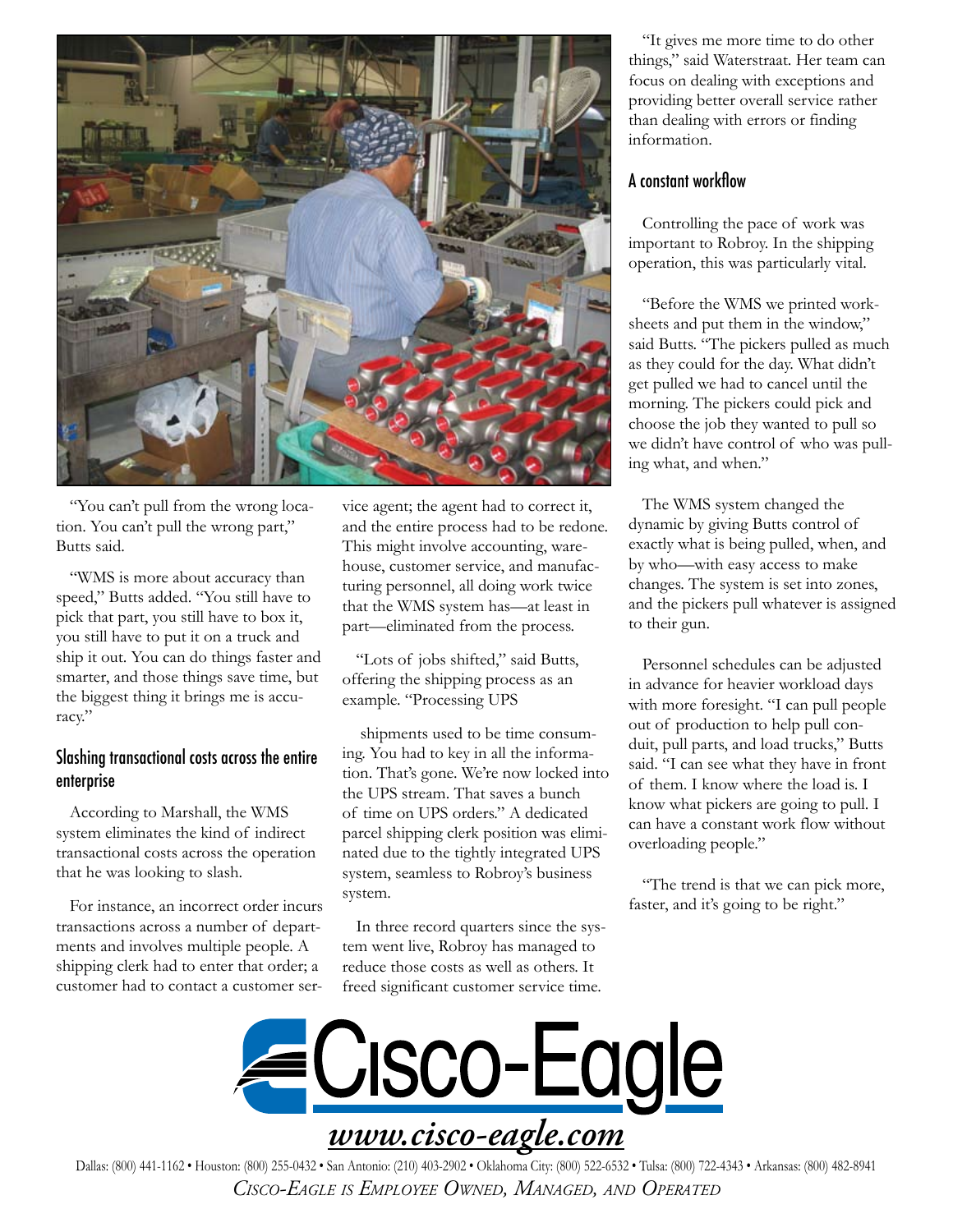"You can't pull from the wrong location. You can't pull the wrong part," Butts said.

"WMS is more about accuracy than speed," Butts added. "You still have to pick that part, you still have to box it, you still have to put it on a truck and ship it out. You can do things faster and smarter, and those things save time, but the biggest thing it brings me is accuracy."

## Slashing transactional costs across the entire enterprise

According to Marshall, the WMS system eliminates the kind of indirect transactional costs across the operation that he was looking to slash.

For instance, an incorrect order incurs transactions across a number of departments and involves multiple people. A shipping clerk had to enter that order; a customer had to contact a customer service agent; the agent had to correct it, and the entire process had to be redone. This might involve accounting, warehouse, customer service, and manufacturing personnel, all doing work twice that the WMS system has—at least in part—eliminated from the process.

"Lots of jobs shifted," said Butts, offering the shipping process as an example. "Processing UPS shipments used to be time consuming. You had to key in all the information. That's gone. We're now locked into the UPS stream. That saves a bunch of time on UPS orders." A dedicated parcel shipping clerk position was eliminated due to the tightly integrated UPS system, seamless to Robroy's business system.

In three record quarters since the system went live, Robroy has managed to reduce those costs as well as others. It freed significant customer service time.

"It gives me more time to do other things," said Waterstraat. Her team can focus on dealing with exceptions and providing better overall service rather than dealing with errors or finding information.

## A constant workflow

Controlling the pace of work was important to Robroy. In the shipping operation, this was particularly vital.

"Before the WMS we printed worksheets and put them in the window," said Butts. "The pickers pulled as much as they could for the day. What didn't get pulled we had to cancel until the morning. The pickers could pick and choose the job they wanted to pull so we didn't have control of who was pulling what, and when."

The WMS system changed the dynamic by giving Butts control of exactly what is being pulled, when, and by who—with easy access to make changes. The system is set into zones, and the pickers pull whatever is assigned to their gun.

Personnel schedules can be adjusted in advance for heavier workload days with more foresight. "I can pull people out of production to help pull conduit, pull parts, and load trucks," Butts said. "I can see what they have in front of them. I know where the load is. I know what pickers are going to pull. I can have a constant work flow without overloading people."

"The trend is that we can pick more, faster, and it's going to be right."

Cisco-Eagle

*www.cisco-eagle.com*

Dallas: (800) 441-1162 • Houston: (800) 255-0432 • San Antonio: (210) 403-2902 • Oklahoma City: (800) 522-6532 • Tulsa: (800) 722-4343 • Arkansas: (800) 482-8941

*Cisco-Eagle is Employee Owned, Managed, and Operated*